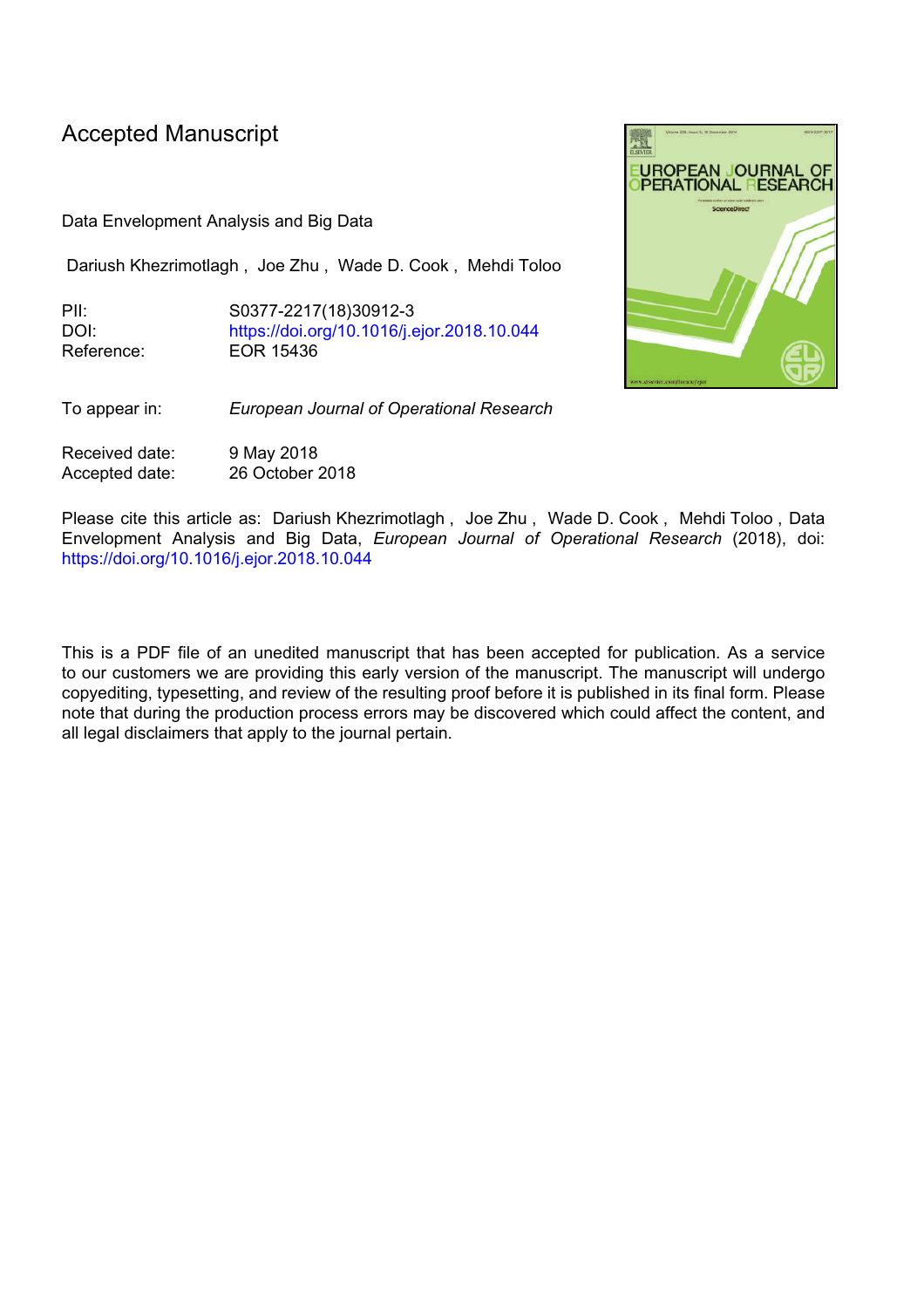# Accepted Manuscript

Data Envelopment Analysis and Big Data

Dariush Khezrimotlagh , Joe Zhu , Wade D. Cook , Mehdi Toloo

PII: S0377-2217(18)30912-3
DOI: https://doi.org/10.1016/j.ejor.2018.10.044
Reference: EOR 15436

To appear in: *European Journal of Operational Research*

Received date: 9 May 2018
Accepted date: 26 October 2018

Please cite this article as: Dariush Khezrimotlagh , Joe Zhu , Wade D. Cook , Mehdi Toloo , Data Envelopment Analysis and Big Data, *European Journal of Operational Research* (2018), doi: https://doi.org/10.1016/j.ejor.2018.10.044

This is a PDF file of an unedited manuscript that has been accepted for publication. As a service to our customers we are providing this early version of the manuscript. The manuscript will undergo copyediting, typesetting, and review of the resulting proof before it is published in its final form. Please note that during the production process errors may be discovered which could affect the content, and all legal disclaimers that apply to the journal pertain.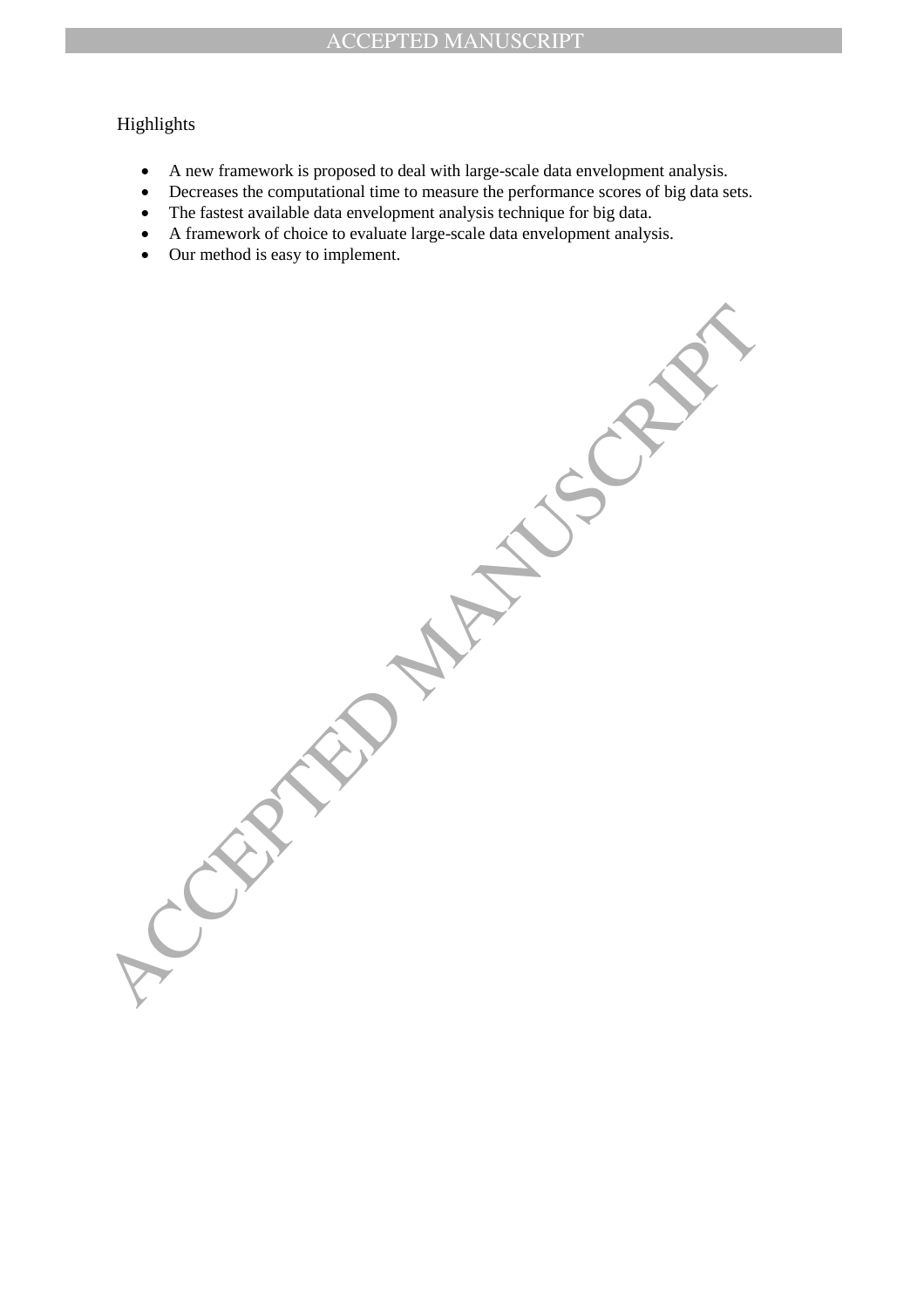Highlights

- A new framework is proposed to deal with large-scale data envelopment analysis.
- Decreases the computational time to measure the performance scores of big data sets.
- The fastest available data envelopment analysis technique for big data.
- A framework of choice to evaluate large-scale data envelopment analysis.
- Our method is easy to implement.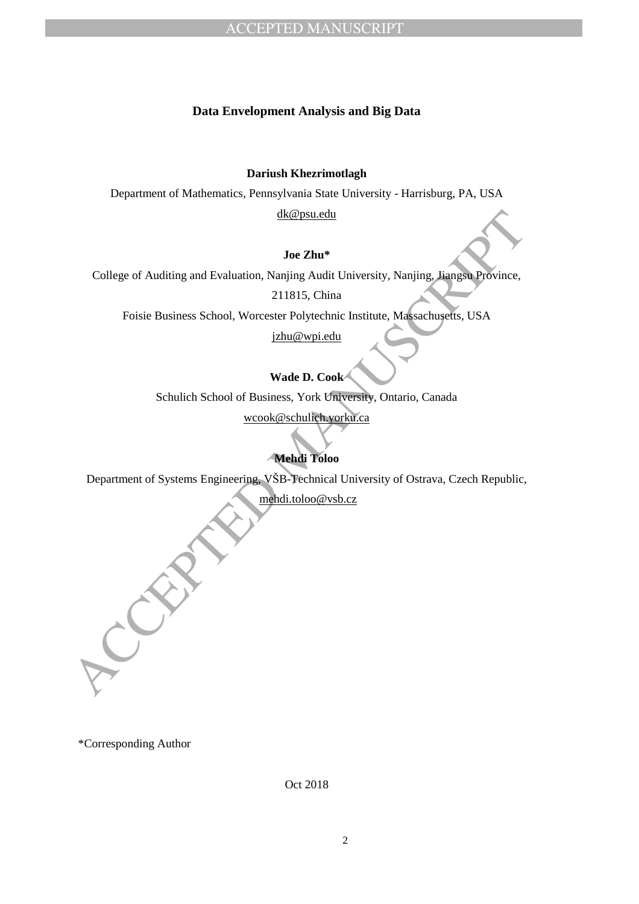# Data Envelopment Analysis and Big Data

**Dariush Khezrimotlagh**

Department of Mathematics, Pennsylvania State University - Harrisburg, PA, USA

dk@psu.edu

**Joe Zhu***

College of Auditing and Evaluation, Nanjing Audit University, Nanjing, Jiangsu Province, 211815, China

Foisie Business School, Worcester Polytechnic Institute, Massachusetts, USA

jzhu@wpi.edu

**Wade D. Cook**

Schulich School of Business, York University, Ontario, Canada

wcook@schulich.yorku.ca

**Mehdi Toloo**

Department of Systems Engineering, VŠB-Technical University of Ostrava, Czech Republic,

mehdi.toloo@vsb.cz

*Corresponding Author

Oct 2018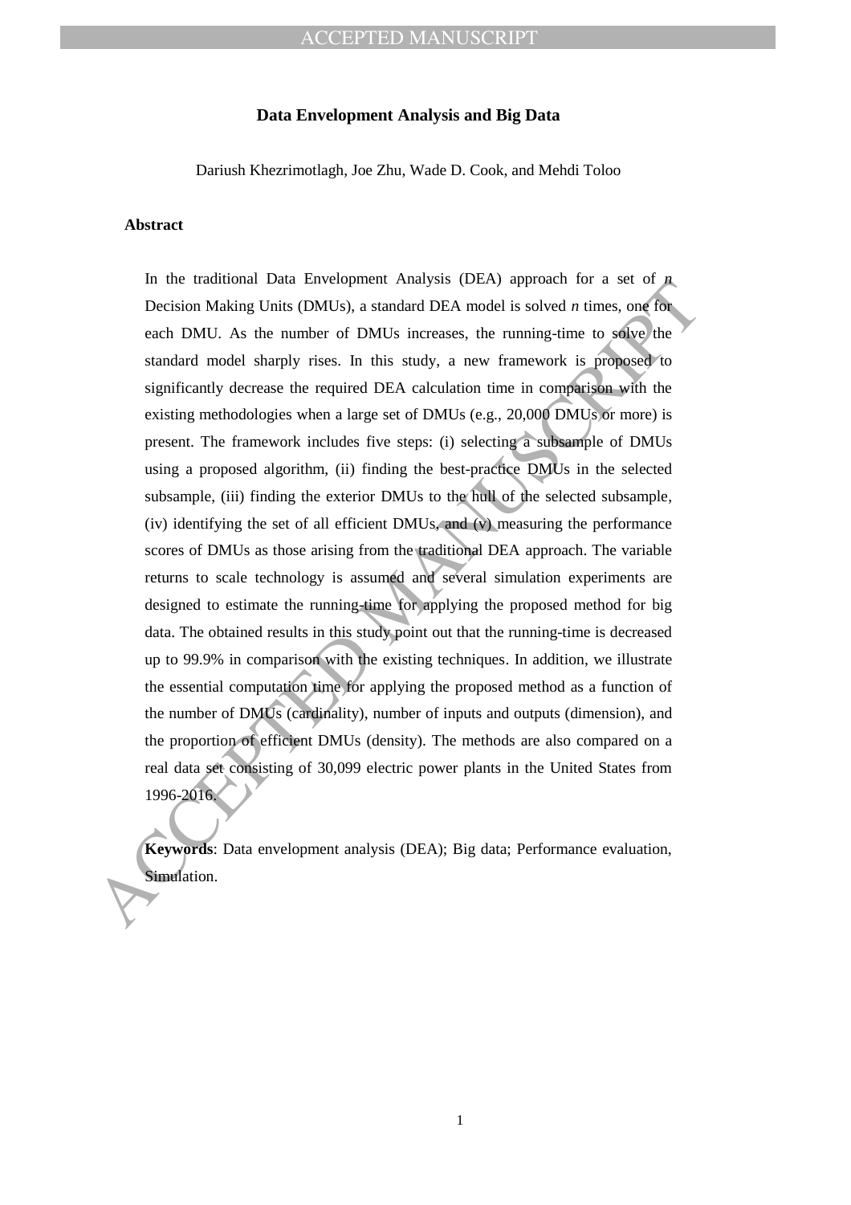# Data Envelopment Analysis and Big Data

Dariush Khezrimotlagh, Joe Zhu, Wade D. Cook, and Mehdi Toloo

## Abstract

In the traditional Data Envelopment Analysis (DEA) approach for a set of $n$ Decision Making Units (DMUs), a standard DEA model is solved $n$ times, one for each DMU. As the number of DMUs increases, the running-time to solve the standard model sharply rises. In this study, a new framework is proposed to significantly decrease the required DEA calculation time in comparison with the existing methodologies when a large set of DMUs (e.g., 20,000 DMUs or more) is present. The framework includes five steps: (i) selecting a subsample of DMUs using a proposed algorithm, (ii) finding the best-practice DMUs in the selected subsample, (iii) finding the exterior DMUs to the hull of the selected subsample, (iv) identifying the set of all efficient DMUs, and (v) measuring the performance scores of DMUs as those arising from the traditional DEA approach. The variable returns to scale technology is assumed and several simulation experiments are designed to estimate the running-time for applying the proposed method for big data. The obtained results in this study point out that the running-time is decreased up to 99.9% in comparison with the existing techniques. In addition, we illustrate the essential computation time for applying the proposed method as a function of the number of DMUs (cardinality), number of inputs and outputs (dimension), and the proportion of efficient DMUs (density). The methods are also compared on a real data set consisting of 30,099 electric power plants in the United States from 1996-2016.

**Keywords**: Data envelopment analysis (DEA); Big data; Performance evaluation, Simulation.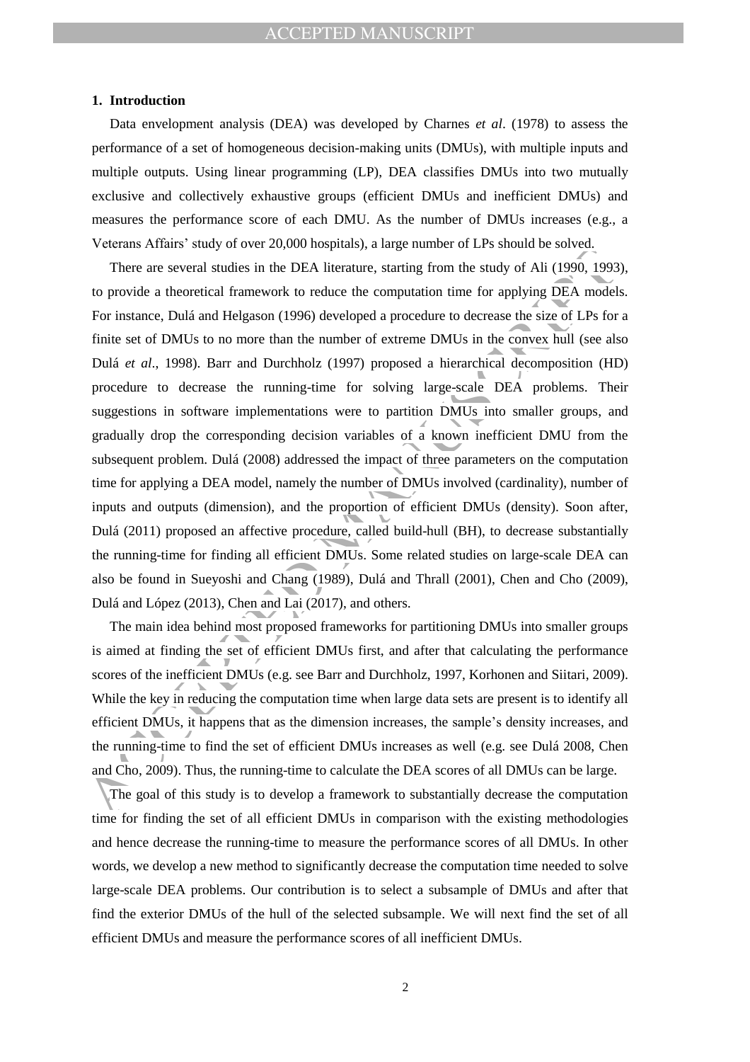### 1. Introduction

Data envelopment analysis (DEA) was developed by Charnes *et al*. (1978) to assess the performance of a set of homogeneous decision-making units (DMUs), with multiple inputs and multiple outputs. Using linear programming (LP), DEA classifies DMUs into two mutually exclusive and collectively exhaustive groups (efficient DMUs and inefficient DMUs) and measures the performance score of each DMU. As the number of DMUs increases (e.g., a Veterans Affairs' study of over 20,000 hospitals), a large number of LPs should be solved.

There are several studies in the DEA literature, starting from the study of Ali (1990, 1993), to provide a theoretical framework to reduce the computation time for applying DEA models. For instance, Dulá and Helgason (1996) developed a procedure to decrease the size of LPs for a finite set of DMUs to no more than the number of extreme DMUs in the convex hull (see also Dulá *et al*., 1998). Barr and Durchholz (1997) proposed a hierarchical decomposition (HD) procedure to decrease the running-time for solving large-scale DEA problems. Their suggestions in software implementations were to partition DMUs into smaller groups, and gradually drop the corresponding decision variables of a known inefficient DMU from the subsequent problem. Dulá (2008) addressed the impact of three parameters on the computation time for applying a DEA model, namely the number of DMUs involved (cardinality), number of inputs and outputs (dimension), and the proportion of efficient DMUs (density). Soon after, Dulá (2011) proposed an affective procedure, called build-hull (BH), to decrease substantially the running-time for finding all efficient DMUs. Some related studies on large-scale DEA can also be found in Sueyoshi and Chang (1989), Dulá and Thrall (2001), Chen and Cho (2009), Dulá and López (2013), Chen and Lai (2017), and others.

The main idea behind most proposed frameworks for partitioning DMUs into smaller groups is aimed at finding the set of efficient DMUs first, and after that calculating the performance scores of the inefficient DMUs (e.g. see Barr and Durchholz, 1997, Korhonen and Siitari, 2009). While the key in reducing the computation time when large data sets are present is to identify all efficient DMUs, it happens that as the dimension increases, the sample's density increases, and the running-time to find the set of efficient DMUs increases as well (e.g. see Dulá 2008, Chen and Cho, 2009). Thus, the running-time to calculate the DEA scores of all DMUs can be large.

The goal of this study is to develop a framework to substantially decrease the computation time for finding the set of all efficient DMUs in comparison with the existing methodologies and hence decrease the running-time to measure the performance scores of all DMUs. In other words, we develop a new method to significantly decrease the computation time needed to solve large-scale DEA problems. Our contribution is to select a subsample of DMUs and after that find the exterior DMUs of the hull of the selected subsample. We will next find the set of all efficient DMUs and measure the performance scores of all inefficient DMUs.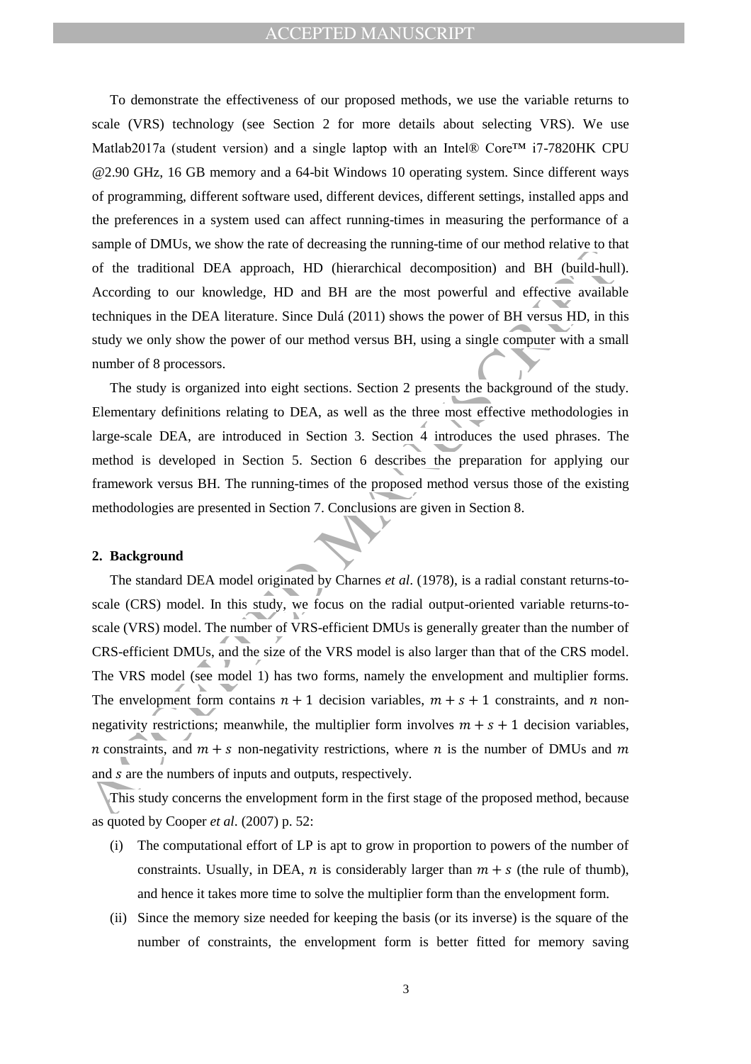To demonstrate the effectiveness of our proposed methods, we use the variable returns to scale (VRS) technology (see Section 2 for more details about selecting VRS). We use Matlab2017a (student version) and a single laptop with an Intel® Core™ i7-7820HK CPU @2.90 GHz, 16 GB memory and a 64-bit Windows 10 operating system. Since different ways of programming, different software used, different devices, different settings, installed apps and the preferences in a system used can affect running-times in measuring the performance of a sample of DMUs, we show the rate of decreasing the running-time of our method relative to that of the traditional DEA approach, HD (hierarchical decomposition) and BH (build-hull). According to our knowledge, HD and BH are the most powerful and effective available techniques in the DEA literature. Since Dulá (2011) shows the power of BH versus HD, in this study we only show the power of our method versus BH, using a single computer with a small number of 8 processors.

The study is organized into eight sections. Section 2 presents the background of the study. Elementary definitions relating to DEA, as well as the three most effective methodologies in large-scale DEA, are introduced in Section 3. Section 4 introduces the used phrases. The method is developed in Section 5. Section 6 describes the preparation for applying our framework versus BH. The running-times of the proposed method versus those of the existing methodologies are presented in Section 7. Conclusions are given in Section 8.

## 2. Background

The standard DEA model originated by Charnes *et al*. (1978), is a radial constant returns-to-scale (CRS) model. In this study, we focus on the radial output-oriented variable returns-to-scale (VRS) model. The number of VRS-efficient DMUs is generally greater than the number of CRS-efficient DMUs, and the size of the VRS model is also larger than that of the CRS model. The VRS model (see model 1) has two forms, namely the envelopment and multiplier forms. The envelopment form contains $n + 1$ decision variables, $m + s + 1$ constraints, and $n$ non-negativity restrictions; meanwhile, the multiplier form involves $m + s + 1$ decision variables, $n$ constraints, and $m + s$ non-negativity restrictions, where $n$ is the number of DMUs and $m$ and $s$ are the numbers of inputs and outputs, respectively.

This study concerns the envelopment form in the first stage of the proposed method, because as quoted by Cooper *et al*. (2007) p. 52:

(i) The computational effort of LP is apt to grow in proportion to powers of the number of constraints. Usually, in DEA, $n$ is considerably larger than $m + s$ (the rule of thumb), and hence it takes more time to solve the multiplier form than the envelopment form.

(ii) Since the memory size needed for keeping the basis (or its inverse) is the square of the number of constraints, the envelopment form is better fitted for memory saving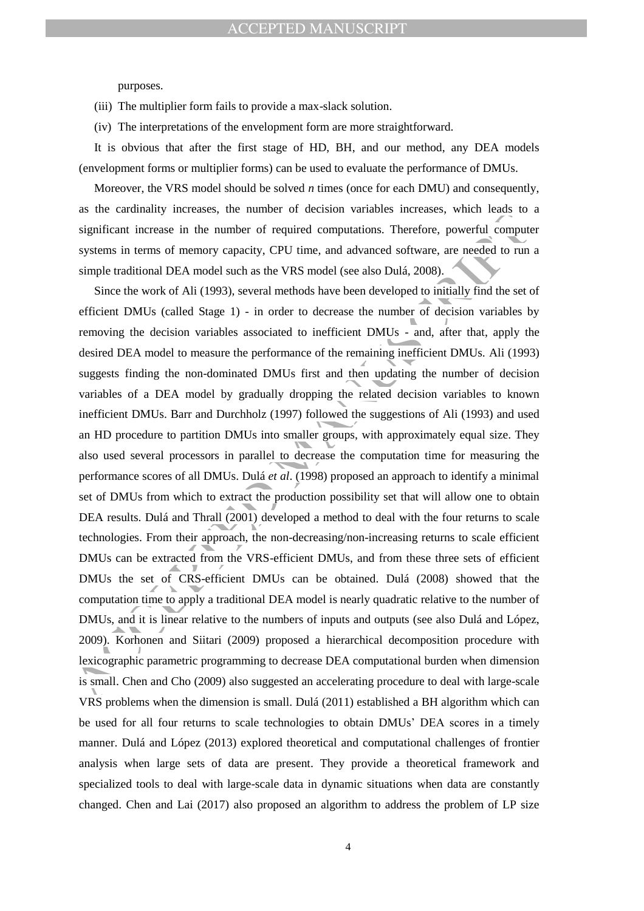purposes.

(iii) The multiplier form fails to provide a max-slack solution.

(iv) The interpretations of the envelopment form are more straightforward.

It is obvious that after the first stage of HD, BH, and our method, any DEA models (envelopment forms or multiplier forms) can be used to evaluate the performance of DMUs.

Moreover, the VRS model should be solved *n* times (once for each DMU) and consequently, as the cardinality increases, the number of decision variables increases, which leads to a significant increase in the number of required computations. Therefore, powerful computer systems in terms of memory capacity, CPU time, and advanced software, are needed to run a simple traditional DEA model such as the VRS model (see also Dulá, 2008).

Since the work of Ali (1993), several methods have been developed to initially find the set of efficient DMUs (called Stage 1) - in order to decrease the number of decision variables by removing the decision variables associated to inefficient DMUs - and, after that, apply the desired DEA model to measure the performance of the remaining inefficient DMUs. Ali (1993) suggests finding the non-dominated DMUs first and then updating the number of decision variables of a DEA model by gradually dropping the related decision variables to known inefficient DMUs. Barr and Durchholz (1997) followed the suggestions of Ali (1993) and used an HD procedure to partition DMUs into smaller groups, with approximately equal size. They also used several processors in parallel to decrease the computation time for measuring the performance scores of all DMUs. Dulá *et al*. (1998) proposed an approach to identify a minimal set of DMUs from which to extract the production possibility set that will allow one to obtain DEA results. Dulá and Thrall (2001) developed a method to deal with the four returns to scale technologies. From their approach, the non-decreasing/non-increasing returns to scale efficient DMUs can be extracted from the VRS-efficient DMUs, and from these three sets of efficient DMUs the set of CRS-efficient DMUs can be obtained. Dulá (2008) showed that the computation time to apply a traditional DEA model is nearly quadratic relative to the number of DMUs, and it is linear relative to the numbers of inputs and outputs (see also Dulá and López, 2009). Korhonen and Siitari (2009) proposed a hierarchical decomposition procedure with lexicographic parametric programming to decrease DEA computational burden when dimension is small. Chen and Cho (2009) also suggested an accelerating procedure to deal with large-scale VRS problems when the dimension is small. Dulá (2011) established a BH algorithm which can be used for all four returns to scale technologies to obtain DMUs' DEA scores in a timely manner. Dulá and López (2013) explored theoretical and computational challenges of frontier analysis when large sets of data are present. They provide a theoretical framework and specialized tools to deal with large-scale data in dynamic situations when data are constantly changed. Chen and Lai (2017) also proposed an algorithm to address the problem of LP size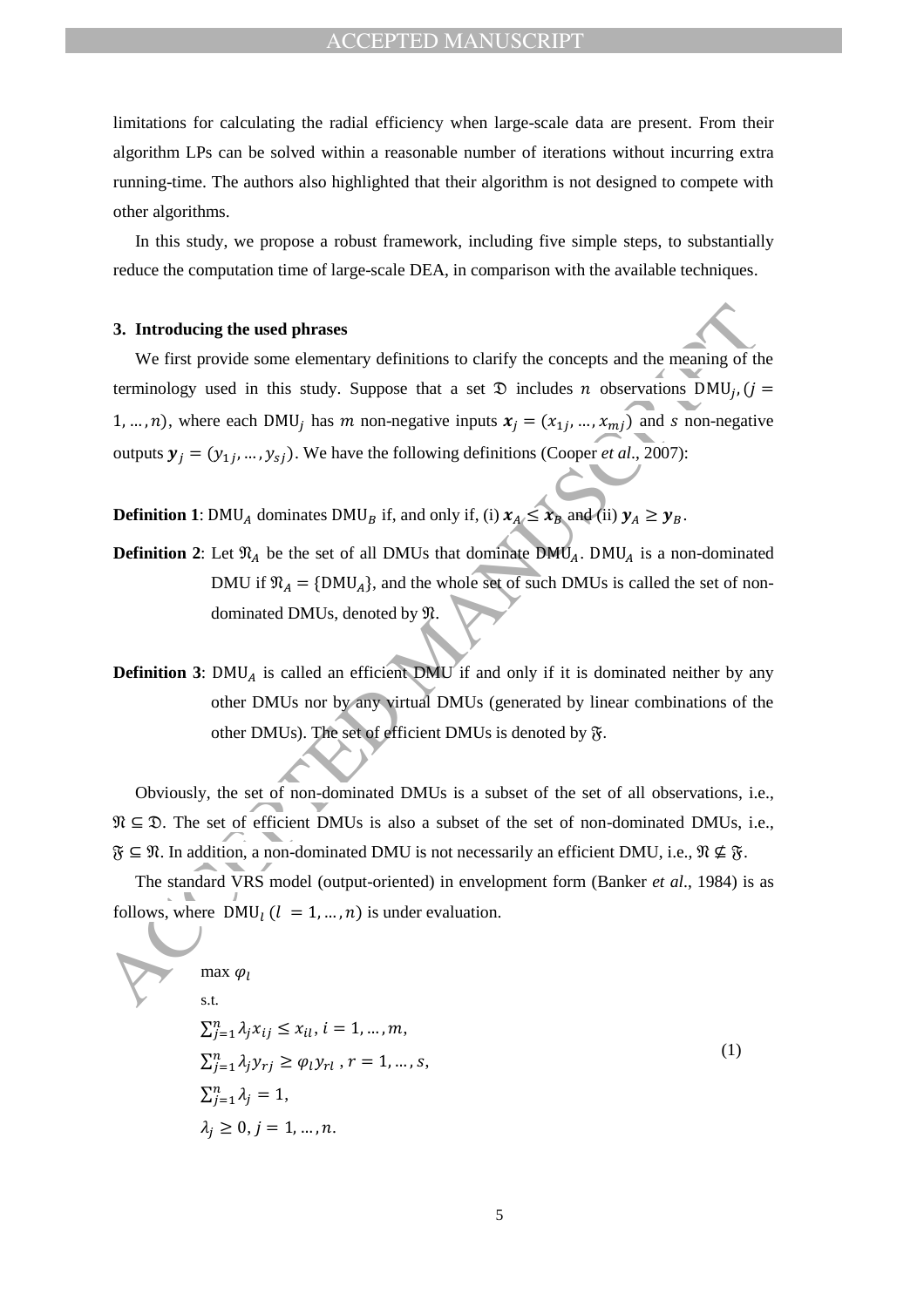limitations for calculating the radial efficiency when large-scale data are present. From their algorithm LPs can be solved within a reasonable number of iterations without incurring extra running-time. The authors also highlighted that their algorithm is not designed to compete with other algorithms.

In this study, we propose a robust framework, including five simple steps, to substantially reduce the computation time of large-scale DEA, in comparison with the available techniques.

## 3. Introducing the used phrases

We first provide some elementary definitions to clarify the concepts and the meaning of the terminology used in this study. Suppose that a set $\mathfrak{D}$ includes $n$ observations $\text{DMU}_j, (j = 1, \ldots, n)$, where each $\text{DMU}_j$ has $m$ non-negative inputs $\boldsymbol{x}_j = (x_{1j}, \ldots, x_{mj})$ and $s$ non-negative outputs $\boldsymbol{y}_j = (y_{1j}, \ldots, y_{sj})$. We have the following definitions (Cooper *et al*., 2007):

**Definition 1**: $\text{DMU}_A$ dominates $\text{DMU}_B$ if, and only if, (i) $\boldsymbol{x}_A \leq \boldsymbol{x}_B$ and (ii) $\boldsymbol{y}_A \geq \boldsymbol{y}_B$.

**Definition 2**: Let $\mathfrak{N}_A$ be the set of all DMUs that dominate $\text{DMU}_A$. $\text{DMU}_A$ is a non-dominated DMU if $\mathfrak{N}_A = \{\text{DMU}_A\}$, and the whole set of such DMUs is called the set of non-dominated DMUs, denoted by $\mathfrak{N}$.

**Definition 3**: $\text{DMU}_A$ is called an efficient DMU if and only if it is dominated neither by any other DMUs nor by any virtual DMUs (generated by linear combinations of the other DMUs). The set of efficient DMUs is denoted by $\mathfrak{F}$.

Obviously, the set of non-dominated DMUs is a subset of the set of all observations, i.e., $\mathfrak{N} \subseteq \mathfrak{D}$. The set of efficient DMUs is also a subset of the set of non-dominated DMUs, i.e., $\mathfrak{F} \subseteq \mathfrak{N}$. In addition, a non-dominated DMU is not necessarily an efficient DMU, i.e., $\mathfrak{N} \nsubseteq \mathfrak{F}$.

The standard VRS model (output-oriented) in envelopment form (Banker *et al*., 1984) is as follows, where $\text{DMU}_l \ (l = 1, \ldots, n)$ is under evaluation.

$$
\begin{aligned}
& \max \varphi_l \\
& \text{s.t.} \\
& \sum_{j=1}^{n} \lambda_j x_{ij} \leq x_{il}, \ i = 1, \ldots, m, \\
& \sum_{j=1}^{n} \lambda_j y_{rj} \geq \varphi_l y_{rl}, \ r = 1, \ldots, s, \\
& \sum_{j=1}^{n} \lambda_j = 1, \\
& \lambda_j \geq 0, \ j = 1, \ldots, n.
\end{aligned}
\tag{1}
$$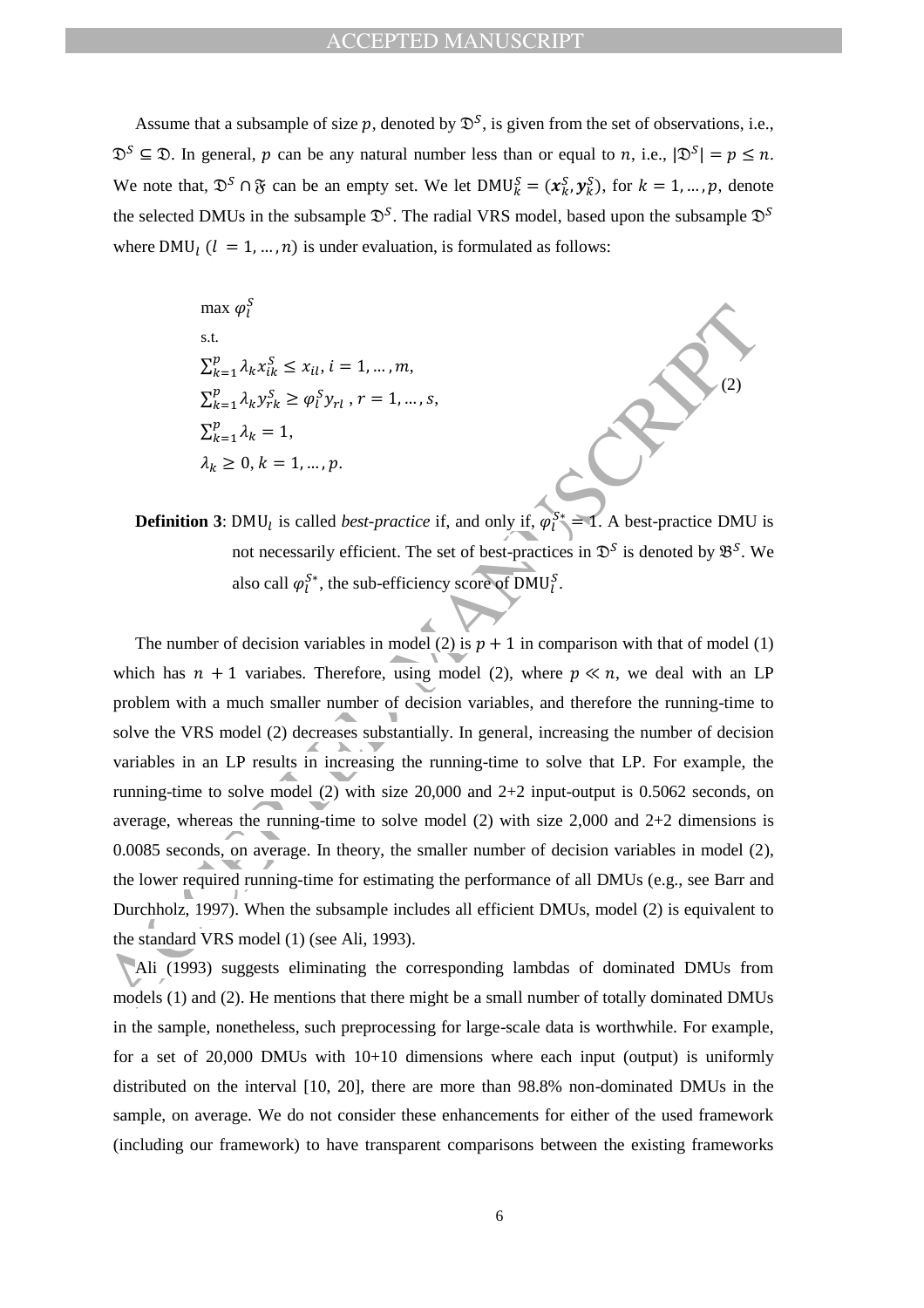Assume that a subsample of size $p$, denoted by $\mathfrak{D}^S$, is given from the set of observations, i.e., $\mathfrak{D}^S \subseteq \mathfrak{D}$. In general, $p$ can be any natural number less than or equal to $n$, i.e., $|\mathfrak{D}^S| = p \leq n$. We note that, $\mathfrak{D}^S \cap \mathfrak{F}$ can be an empty set. We let $\text{DMU}_k^S = (\boldsymbol{x}_k^S, \boldsymbol{y}_k^S)$, for $k = 1, \ldots, p$, denote the selected DMUs in the subsample $\mathfrak{D}^S$. The radial VRS model, based upon the subsample $\mathfrak{D}^S$ where $\text{DMU}_l$ $(l = 1, \ldots, n)$ is under evaluation, is formulated as follows:

$$
\begin{aligned}
& \max \varphi_l^S \\
& \text{s.t.} \\
& \sum_{k=1}^{p} \lambda_k x_{ik}^S \leq x_{il}, \ i = 1, \ldots, m, \\
& \sum_{k=1}^{p} \lambda_k y_{rk}^S \geq \varphi_l^S y_{rl}, \ r = 1, \ldots, s, \\
& \sum_{k=1}^{p} \lambda_k = 1, \\
& \lambda_k \geq 0, \ k = 1, \ldots, p.
\end{aligned} \tag{2}
$$

**Definition 3**: $\text{DMU}_l$ is called *best-practice* if, and only if, $\varphi_l^{S*} = 1$. A best-practice DMU is not necessarily efficient. The set of best-practices in $\mathfrak{D}^S$ is denoted by $\mathfrak{B}^S$. We also call $\varphi_l^{S*}$, the sub-efficiency score of $\text{DMU}_l^S$.

The number of decision variables in model (2) is $p + 1$ in comparison with that of model (1) which has $n + 1$ variabes. Therefore, using model (2), where $p \ll n$, we deal with an LP problem with a much smaller number of decision variables, and therefore the running-time to solve the VRS model (2) decreases substantially. In general, increasing the number of decision variables in an LP results in increasing the running-time to solve that LP. For example, the running-time to solve model (2) with size 20,000 and 2+2 input-output is 0.5062 seconds, on average, whereas the running-time to solve model (2) with size 2,000 and 2+2 dimensions is 0.0085 seconds, on average. In theory, the smaller number of decision variables in model (2), the lower required running-time for estimating the performance of all DMUs (e.g., see Barr and Durchholz, 1997). When the subsample includes all efficient DMUs, model (2) is equivalent to the standard VRS model (1) (see Ali, 1993).

Ali (1993) suggests eliminating the corresponding lambdas of dominated DMUs from models (1) and (2). He mentions that there might be a small number of totally dominated DMUs in the sample, nonetheless, such preprocessing for large-scale data is worthwhile. For example, for a set of 20,000 DMUs with 10+10 dimensions where each input (output) is uniformly distributed on the interval [10, 20], there are more than 98.8% non-dominated DMUs in the sample, on average. We do not consider these enhancements for either of the used framework (including our framework) to have transparent comparisons between the existing frameworks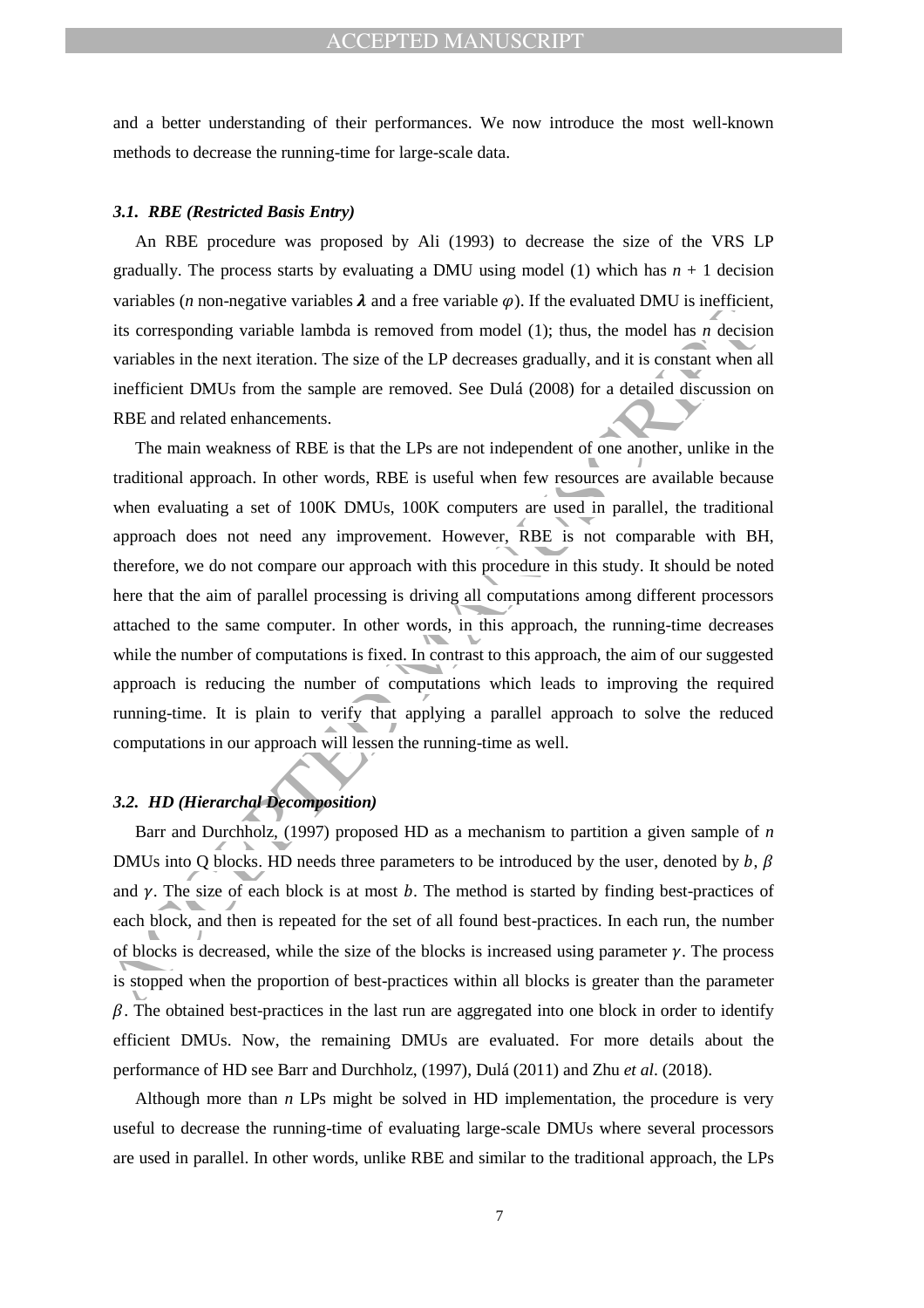and a better understanding of their performances. We now introduce the most well-known methods to decrease the running-time for large-scale data.

### *3.1. RBE (Restricted Basis Entry)*

An RBE procedure was proposed by Ali (1993) to decrease the size of the VRS LP gradually. The process starts by evaluating a DMU using model (1) which has $n + 1$ decision variables ($n$ non-negative variables $\boldsymbol{\lambda}$ and a free variable $\varphi$). If the evaluated DMU is inefficient, its corresponding variable lambda is removed from model (1); thus, the model has $n$ decision variables in the next iteration. The size of the LP decreases gradually, and it is constant when all inefficient DMUs from the sample are removed. See Dulá (2008) for a detailed discussion on RBE and related enhancements.

The main weakness of RBE is that the LPs are not independent of one another, unlike in the traditional approach. In other words, RBE is useful when few resources are available because when evaluating a set of 100K DMUs, 100K computers are used in parallel, the traditional approach does not need any improvement. However, RBE is not comparable with BH, therefore, we do not compare our approach with this procedure in this study. It should be noted here that the aim of parallel processing is driving all computations among different processors attached to the same computer. In other words, in this approach, the running-time decreases while the number of computations is fixed. In contrast to this approach, the aim of our suggested approach is reducing the number of computations which leads to improving the required running-time. It is plain to verify that applying a parallel approach to solve the reduced computations in our approach will lessen the running-time as well.

### *3.2. HD (Hierarchal Decomposition)*

Barr and Durchholz, (1997) proposed HD as a mechanism to partition a given sample of $n$ DMUs into Q blocks. HD needs three parameters to be introduced by the user, denoted by $b$, $\beta$ and $\gamma$. The size of each block is at most $b$. The method is started by finding best-practices of each block, and then is repeated for the set of all found best-practices. In each run, the number of blocks is decreased, while the size of the blocks is increased using parameter $\gamma$. The process is stopped when the proportion of best-practices within all blocks is greater than the parameter $\beta$. The obtained best-practices in the last run are aggregated into one block in order to identify efficient DMUs. Now, the remaining DMUs are evaluated. For more details about the performance of HD see Barr and Durchholz, (1997), Dulá (2011) and Zhu *et al*. (2018).

Although more than $n$ LPs might be solved in HD implementation, the procedure is very useful to decrease the running-time of evaluating large-scale DMUs where several processors are used in parallel. In other words, unlike RBE and similar to the traditional approach, the LPs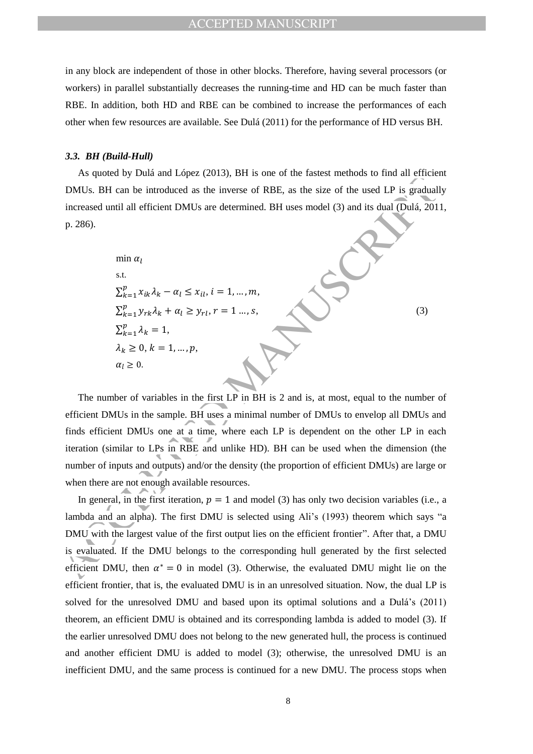in any block are independent of those in other blocks. Therefore, having several processors (or workers) in parallel substantially decreases the running-time and HD can be much faster than RBE. In addition, both HD and RBE can be combined to increase the performances of each other when few resources are available. See Dulá (2011) for the performance of HD versus BH.

### *3.3. BH (Build-Hull)*

As quoted by Dulá and López (2013), BH is one of the fastest methods to find all efficient DMUs. BH can be introduced as the inverse of RBE, as the size of the used LP is gradually increased until all efficient DMUs are determined. BH uses model (3) and its dual (Dulá, 2011, p. 286).

$$
\begin{aligned}
&\min \alpha_l \\
&\text{s.t.} \\
&\sum_{k=1}^{p} x_{ik}\lambda_k - \alpha_l \leq x_{il},\ i = 1, \ldots, m, \\
&\sum_{k=1}^{p} y_{rk}\lambda_k + \alpha_l \geq y_{rl},\ r = 1 \ldots, s, \\
&\sum_{k=1}^{p} \lambda_k = 1, \\
&\lambda_k \geq 0,\ k = 1, \ldots, p, \\
&\alpha_l \geq 0.
\end{aligned}
\tag{3}
$$

The number of variables in the first LP in BH is 2 and is, at most, equal to the number of efficient DMUs in the sample. BH uses a minimal number of DMUs to envelop all DMUs and finds efficient DMUs one at a time, where each LP is dependent on the other LP in each iteration (similar to LPs in RBE and unlike HD). BH can be used when the dimension (the number of inputs and outputs) and/or the density (the proportion of efficient DMUs) are large or when there are not enough available resources.

In general, in the first iteration, $p = 1$ and model (3) has only two decision variables (i.e., a lambda and an alpha). The first DMU is selected using Ali's (1993) theorem which says "a DMU with the largest value of the first output lies on the efficient frontier". After that, a DMU is evaluated. If the DMU belongs to the corresponding hull generated by the first selected efficient DMU, then $\alpha^* = 0$ in model (3). Otherwise, the evaluated DMU might lie on the efficient frontier, that is, the evaluated DMU is in an unresolved situation. Now, the dual LP is solved for the unresolved DMU and based upon its optimal solutions and a Dulá's (2011) theorem, an efficient DMU is obtained and its corresponding lambda is added to model (3). If the earlier unresolved DMU does not belong to the new generated hull, the process is continued and another efficient DMU is added to model (3); otherwise, the unresolved DMU is an inefficient DMU, and the same process is continued for a new DMU. The process stops when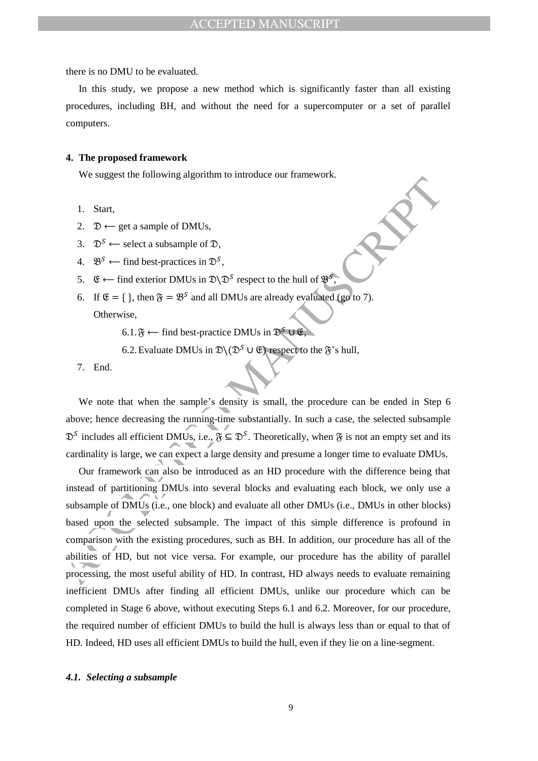there is no DMU to be evaluated.

In this study, we propose a new method which is significantly faster than all existing procedures, including BH, and without the need for a supercomputer or a set of parallel computers.

## 4. The proposed framework

We suggest the following algorithm to introduce our framework.

1. Start,
2. $\mathfrak{D} \longleftarrow$ get a sample of DMUs,
3. $\mathfrak{D}^S \longleftarrow$ select a subsample of $\mathfrak{D}$,
4. $\mathfrak{B}^S \longleftarrow$ find best-practices in $\mathfrak{D}^S$,
5. $\mathfrak{E} \longleftarrow$ find exterior DMUs in $\mathfrak{D} \backslash \mathfrak{D}^S$ respect to the hull of $\mathfrak{B}^S$,
6. If $\mathfrak{E} = \{\ \}$, then $\mathfrak{F} = \mathfrak{B}^S$ and all DMUs are already evaluated (go to 7).
   Otherwise,
   
   6.1. $\mathfrak{F} \longleftarrow$ find best-practice DMUs in $\mathfrak{D}^S \cup \mathfrak{E}$,
   
   6.2. Evaluate DMUs in $\mathfrak{D} \backslash (\mathfrak{D}^S \cup \mathfrak{E})$ respect to the $\mathfrak{F}$'s hull,
7. End.

We note that when the sample's density is small, the procedure can be ended in Step 6 above; hence decreasing the running-time substantially. In such a case, the selected subsample $\mathfrak{D}^S$ includes all efficient DMUs, i.e., $\mathfrak{F} \subseteq \mathfrak{D}^S$. Theoretically, when $\mathfrak{F}$ is not an empty set and its cardinality is large, we can expect a large density and presume a longer time to evaluate DMUs.

Our framework can also be introduced as an HD procedure with the difference being that instead of partitioning DMUs into several blocks and evaluating each block, we only use a subsample of DMUs (i.e., one block) and evaluate all other DMUs (i.e., DMUs in other blocks) based upon the selected subsample. The impact of this simple difference is profound in comparison with the existing procedures, such as BH. In addition, our procedure has all of the abilities of HD, but not vice versa. For example, our procedure has the ability of parallel processing, the most useful ability of HD. In contrast, HD always needs to evaluate remaining inefficient DMUs after finding all efficient DMUs, unlike our procedure which can be completed in Stage 6 above, without executing Steps 6.1 and 6.2. Moreover, for our procedure, the required number of efficient DMUs to build the hull is always less than or equal to that of HD. Indeed, HD uses all efficient DMUs to build the hull, even if they lie on a line-segment.

### *4.1. Selecting a subsample*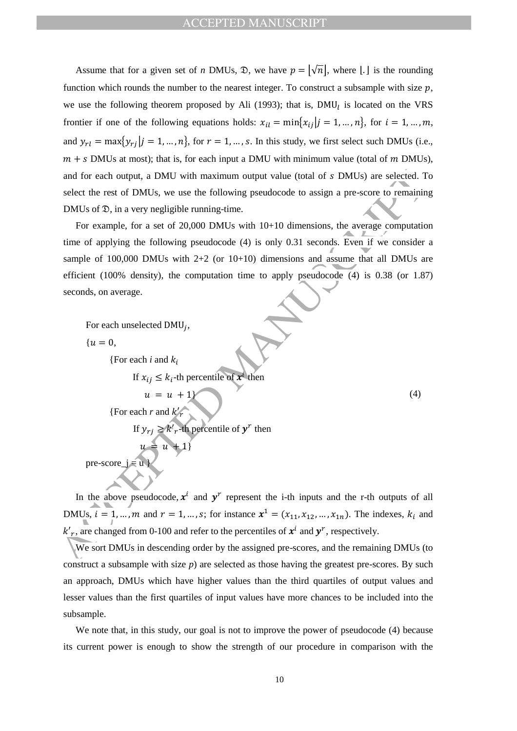Assume that for a given set of $n$ DMUs, $\mathfrak{D}$, we have $p = \lfloor \sqrt{n} \rceil$, where $\lfloor . \rceil$ is the rounding function which rounds the number to the nearest integer. To construct a subsample with size $p$, we use the following theorem proposed by Ali (1993); that is, $\text{DMU}_l$ is located on the VRS frontier if one of the following equations holds: $x_{il} = \min\{x_{ij} | j = 1, \dots, n\}$, for $i = 1, \dots, m$, and $y_{rl} = \max\{y_{rj} | j = 1, \dots, n\}$, for $r = 1, \dots, s$. In this study, we first select such DMUs (i.e., $m + s$ DMUs at most); that is, for each input a DMU with minimum value (total of $m$ DMUs), and for each output, a DMU with maximum output value (total of $s$ DMUs) are selected. To select the rest of DMUs, we use the following pseudocode to assign a pre-score to remaining DMUs of $\mathfrak{D}$, in a very negligible running-time.

For example, for a set of 20,000 DMUs with 10+10 dimensions, the average computation time of applying the following pseudocode (4) is only 0.31 seconds. Even if we consider a sample of 100,000 DMUs with 2+2 (or 10+10) dimensions and assume that all DMUs are efficient (100% density), the computation time to apply pseudocode (4) is 0.38 (or 1.87) seconds, on average.

```
For each unselected DMU_j,
{u = 0,
    {For each i and k_i
        If x_ij ≤ k_i-th percentile of x^i then
            u = u + 1}                                   (4)
    {For each r and k'_r
        If y_rj ≥ k'_r-th percentile of y^r then
            u = u + 1}
pre-score_j = u }
```

In the above pseudocode, $\boldsymbol{x}^i$ and $\boldsymbol{y}^r$ represent the i-th inputs and the r-th outputs of all DMUs, $i = 1, \dots, m$ and $r = 1, \dots, s$; for instance $\boldsymbol{x}^1 = (x_{11}, x_{12}, \dots, x_{1n})$. The indexes, $k_i$ and $k'_r$, are changed from 0-100 and refer to the percentiles of $\boldsymbol{x}^i$ and $\boldsymbol{y}^r$, respectively.

We sort DMUs in descending order by the assigned pre-scores, and the remaining DMUs (to construct a subsample with size $p$) are selected as those having the greatest pre-scores. By such an approach, DMUs which have higher values than the third quartiles of output values and lesser values than the first quartiles of input values have more chances to be included into the subsample.

We note that, in this study, our goal is not to improve the power of pseudocode (4) because its current power is enough to show the strength of our procedure in comparison with the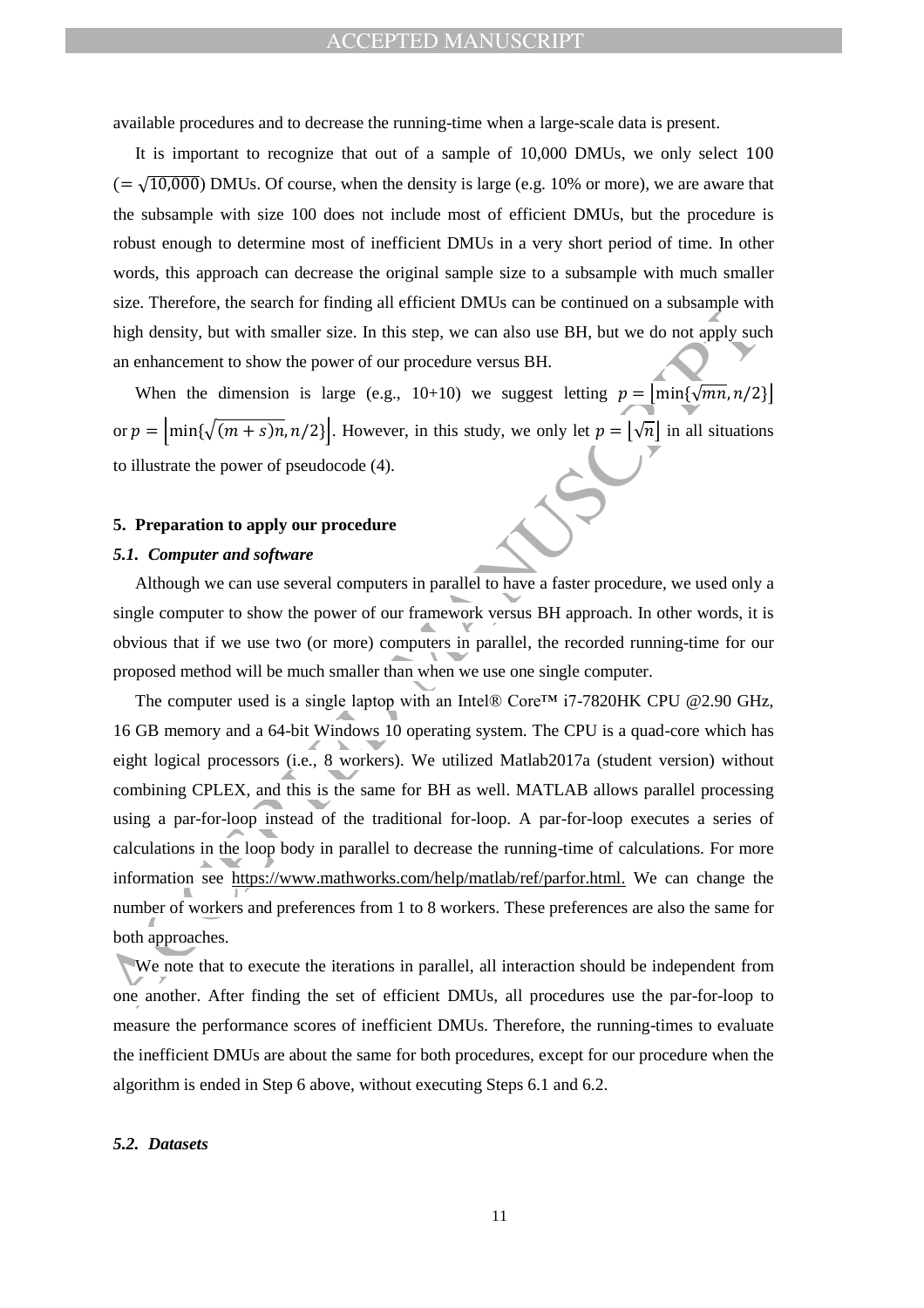available procedures and to decrease the running-time when a large-scale data is present.

It is important to recognize that out of a sample of 10,000 DMUs, we only select 100 ($=\sqrt{10{,}000}$) DMUs. Of course, when the density is large (e.g. 10% or more), we are aware that the subsample with size 100 does not include most of efficient DMUs, but the procedure is robust enough to determine most of inefficient DMUs in a very short period of time. In other words, this approach can decrease the original sample size to a subsample with much smaller size. Therefore, the search for finding all efficient DMUs can be continued on a subsample with high density, but with smaller size. In this step, we can also use BH, but we do not apply such an enhancement to show the power of our procedure versus BH.

When the dimension is large (e.g., 10+10) we suggest letting $p = \left\lfloor \min\{\sqrt{mn}, n/2\} \right\rfloor$ or $p = \left\lfloor \min\{\sqrt{(m+s)n}, n/2\} \right\rfloor$. However, in this study, we only let $p = \lfloor \sqrt{n} \rfloor$ in all situations to illustrate the power of pseudocode (4).

## 5. Preparation to apply our procedure

### *5.1. Computer and software*

Although we can use several computers in parallel to have a faster procedure, we used only a single computer to show the power of our framework versus BH approach. In other words, it is obvious that if we use two (or more) computers in parallel, the recorded running-time for our proposed method will be much smaller than when we use one single computer.

The computer used is a single laptop with an Intel® Core™ i7-7820HK CPU @2.90 GHz, 16 GB memory and a 64-bit Windows 10 operating system. The CPU is a quad-core which has eight logical processors (i.e., 8 workers). We utilized Matlab2017a (student version) without combining CPLEX, and this is the same for BH as well. MATLAB allows parallel processing using a par-for-loop instead of the traditional for-loop. A par-for-loop executes a series of calculations in the loop body in parallel to decrease the running-time of calculations. For more information see https://www.mathworks.com/help/matlab/ref/parfor.html. We can change the number of workers and preferences from 1 to 8 workers. These preferences are also the same for both approaches.

We note that to execute the iterations in parallel, all interaction should be independent from one another. After finding the set of efficient DMUs, all procedures use the par-for-loop to measure the performance scores of inefficient DMUs. Therefore, the running-times to evaluate the inefficient DMUs are about the same for both procedures, except for our procedure when the algorithm is ended in Step 6 above, without executing Steps 6.1 and 6.2.

### *5.2. Datasets*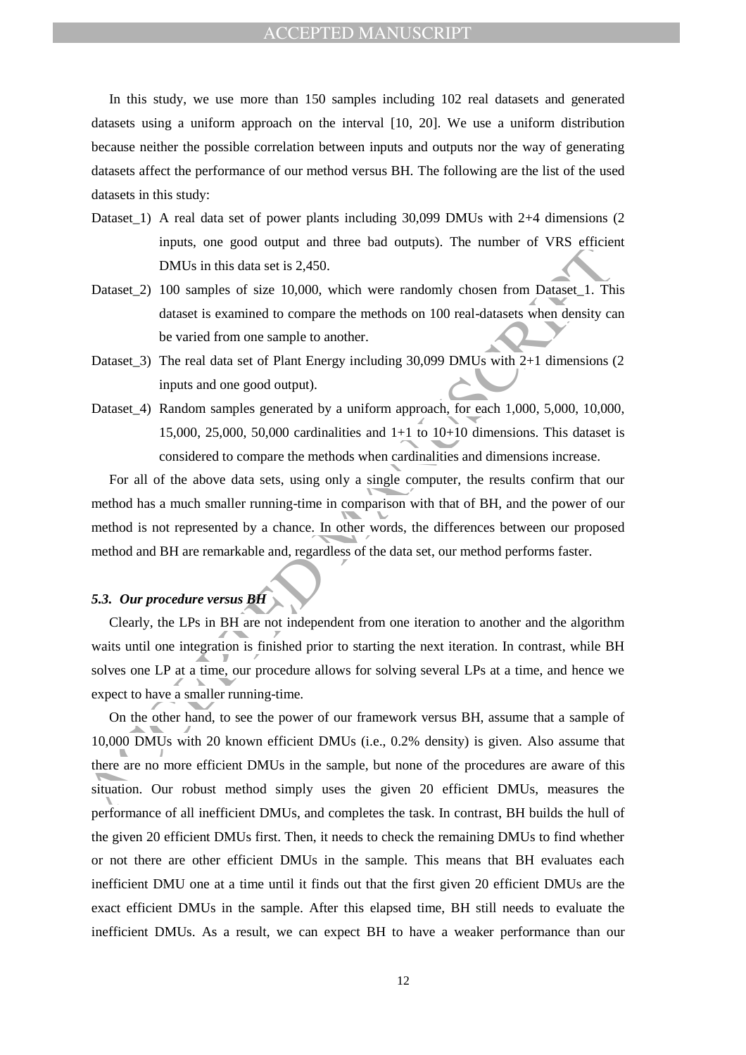In this study, we use more than 150 samples including 102 real datasets and generated datasets using a uniform approach on the interval [10, 20]. We use a uniform distribution because neither the possible correlation between inputs and outputs nor the way of generating datasets affect the performance of our method versus BH. The following are the list of the used datasets in this study:

- Dataset_1) A real data set of power plants including 30,099 DMUs with 2+4 dimensions (2 inputs, one good output and three bad outputs). The number of VRS efficient DMUs in this data set is 2,450.
- Dataset_2) 100 samples of size 10,000, which were randomly chosen from Dataset_1. This dataset is examined to compare the methods on 100 real-datasets when density can be varied from one sample to another.
- Dataset_3) The real data set of Plant Energy including 30,099 DMUs with 2+1 dimensions (2 inputs and one good output).
- Dataset_4) Random samples generated by a uniform approach, for each 1,000, 5,000, 10,000, 15,000, 25,000, 50,000 cardinalities and 1+1 to 10+10 dimensions. This dataset is considered to compare the methods when cardinalities and dimensions increase.

For all of the above data sets, using only a single computer, the results confirm that our method has a much smaller running-time in comparison with that of BH, and the power of our method is not represented by a chance. In other words, the differences between our proposed method and BH are remarkable and, regardless of the data set, our method performs faster.

### *5.3. Our procedure versus BH*

Clearly, the LPs in BH are not independent from one iteration to another and the algorithm waits until one integration is finished prior to starting the next iteration. In contrast, while BH solves one LP at a time, our procedure allows for solving several LPs at a time, and hence we expect to have a smaller running-time.

On the other hand, to see the power of our framework versus BH, assume that a sample of 10,000 DMUs with 20 known efficient DMUs (i.e., 0.2% density) is given. Also assume that there are no more efficient DMUs in the sample, but none of the procedures are aware of this situation. Our robust method simply uses the given 20 efficient DMUs, measures the performance of all inefficient DMUs, and completes the task. In contrast, BH builds the hull of the given 20 efficient DMUs first. Then, it needs to check the remaining DMUs to find whether or not there are other efficient DMUs in the sample. This means that BH evaluates each inefficient DMU one at a time until it finds out that the first given 20 efficient DMUs are the exact efficient DMUs in the sample. After this elapsed time, BH still needs to evaluate the inefficient DMUs. As a result, we can expect BH to have a weaker performance than our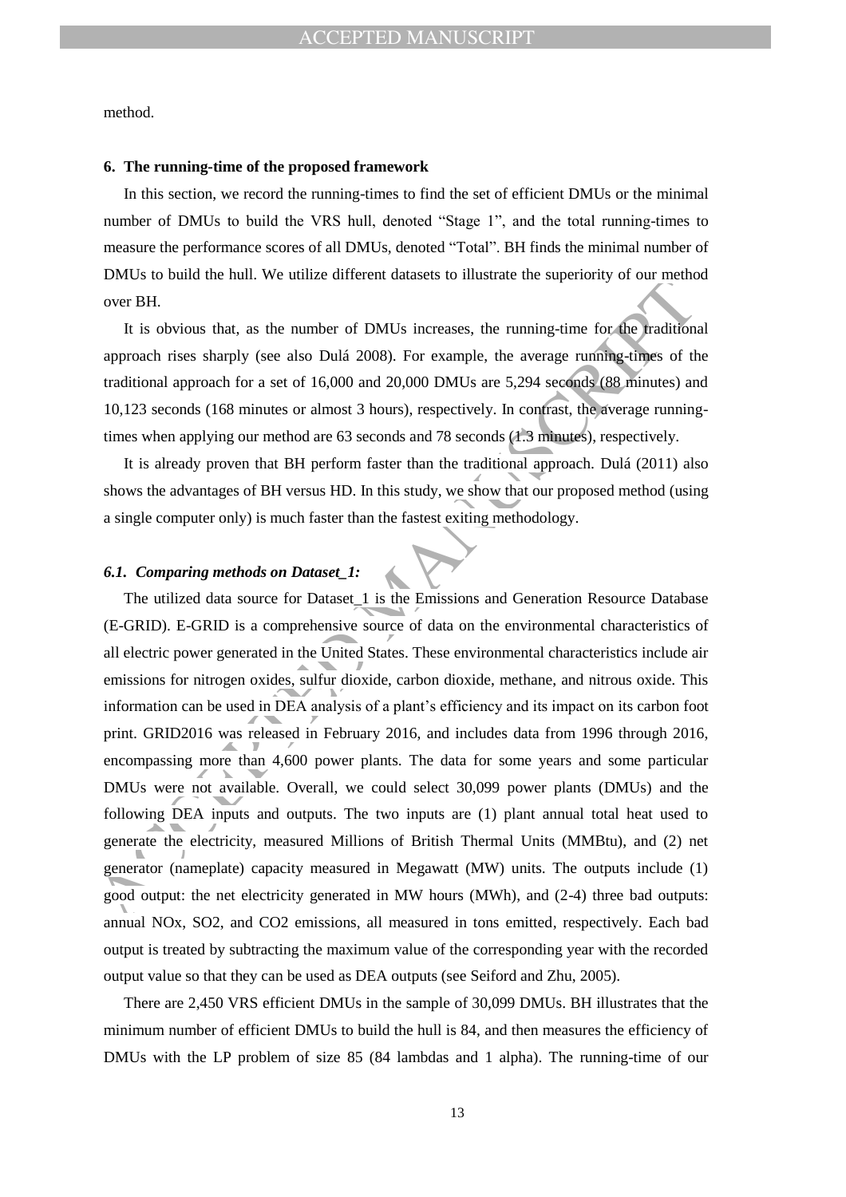method.

## 6. The running-time of the proposed framework

In this section, we record the running-times to find the set of efficient DMUs or the minimal number of DMUs to build the VRS hull, denoted "Stage 1", and the total running-times to measure the performance scores of all DMUs, denoted "Total". BH finds the minimal number of DMUs to build the hull. We utilize different datasets to illustrate the superiority of our method over BH.

It is obvious that, as the number of DMUs increases, the running-time for the traditional approach rises sharply (see also Dulá 2008). For example, the average running-times of the traditional approach for a set of 16,000 and 20,000 DMUs are 5,294 seconds (88 minutes) and 10,123 seconds (168 minutes or almost 3 hours), respectively. In contrast, the average running-times when applying our method are 63 seconds and 78 seconds (1.3 minutes), respectively.

It is already proven that BH perform faster than the traditional approach. Dulá (2011) also shows the advantages of BH versus HD. In this study, we show that our proposed method (using a single computer only) is much faster than the fastest exiting methodology.

### *6.1. Comparing methods on Dataset_1:*

The utilized data source for Dataset_1 is the Emissions and Generation Resource Database (E-GRID). E-GRID is a comprehensive source of data on the environmental characteristics of all electric power generated in the United States. These environmental characteristics include air emissions for nitrogen oxides, sulfur dioxide, carbon dioxide, methane, and nitrous oxide. This information can be used in DEA analysis of a plant's efficiency and its impact on its carbon foot print. GRID2016 was released in February 2016, and includes data from 1996 through 2016, encompassing more than 4,600 power plants. The data for some years and some particular DMUs were not available. Overall, we could select 30,099 power plants (DMUs) and the following DEA inputs and outputs. The two inputs are (1) plant annual total heat used to generate the electricity, measured Millions of British Thermal Units (MMBtu), and (2) net generator (nameplate) capacity measured in Megawatt (MW) units. The outputs include (1) good output: the net electricity generated in MW hours (MWh), and (2-4) three bad outputs: annual NOx, $SO_2$, and $CO_2$ emissions, all measured in tons emitted, respectively. Each bad output is treated by subtracting the maximum value of the corresponding year with the recorded output value so that they can be used as DEA outputs (see Seiford and Zhu, 2005).

There are 2,450 VRS efficient DMUs in the sample of 30,099 DMUs. BH illustrates that the minimum number of efficient DMUs to build the hull is 84, and then measures the efficiency of DMUs with the LP problem of size 85 (84 lambdas and 1 alpha). The running-time of our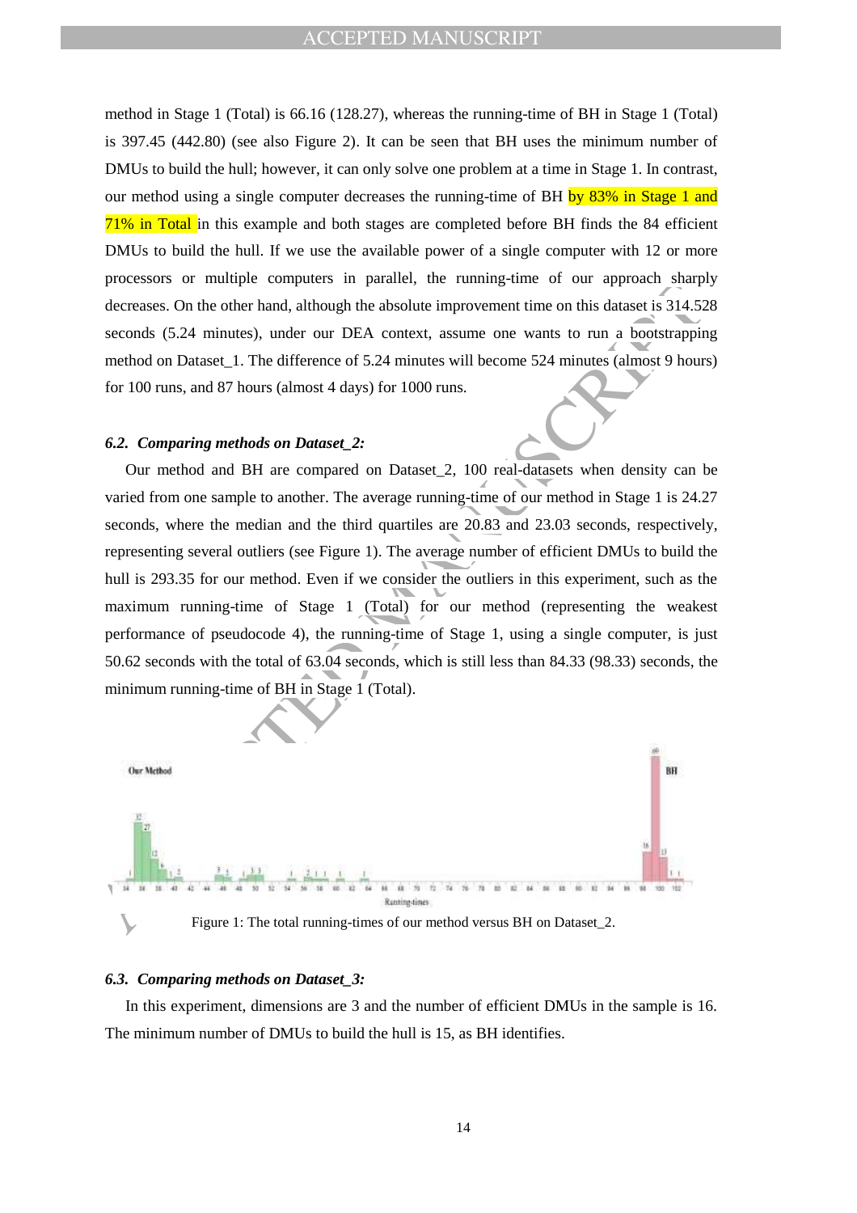method in Stage 1 (Total) is 66.16 (128.27), whereas the running-time of BH in Stage 1 (Total) is 397.45 (442.80) (see also Figure 2). It can be seen that BH uses the minimum number of DMUs to build the hull; however, it can only solve one problem at a time in Stage 1. In contrast, our method using a single computer decreases the running-time of BH by 83% in Stage 1 and 71% in Total in this example and both stages are completed before BH finds the 84 efficient DMUs to build the hull. If we use the available power of a single computer with 12 or more processors or multiple computers in parallel, the running-time of our approach sharply decreases. On the other hand, although the absolute improvement time on this dataset is 314.528 seconds (5.24 minutes), under our DEA context, assume one wants to run a bootstrapping method on Dataset_1. The difference of 5.24 minutes will become 524 minutes (almost 9 hours) for 100 runs, and 87 hours (almost 4 days) for 1000 runs.

### *6.2. Comparing methods on Dataset_2:*

Our method and BH are compared on Dataset_2, 100 real-datasets when density can be varied from one sample to another. The average running-time of our method in Stage 1 is 24.27 seconds, where the median and the third quartiles are 20.83 and 23.03 seconds, respectively, representing several outliers (see Figure 1). The average number of efficient DMUs to build the hull is 293.35 for our method. Even if we consider the outliers in this experiment, such as the maximum running-time of Stage 1 (Total) for our method (representing the weakest performance of pseudocode 4), the running-time of Stage 1, using a single computer, is just 50.62 seconds with the total of 63.04 seconds, which is still less than 84.33 (98.33) seconds, the minimum running-time of BH in Stage 1 (Total).

Figure 1: The total running-times of our method versus BH on Dataset_2.

### *6.3. Comparing methods on Dataset_3:*

In this experiment, dimensions are 3 and the number of efficient DMUs in the sample is 16. The minimum number of DMUs to build the hull is 15, as BH identifies.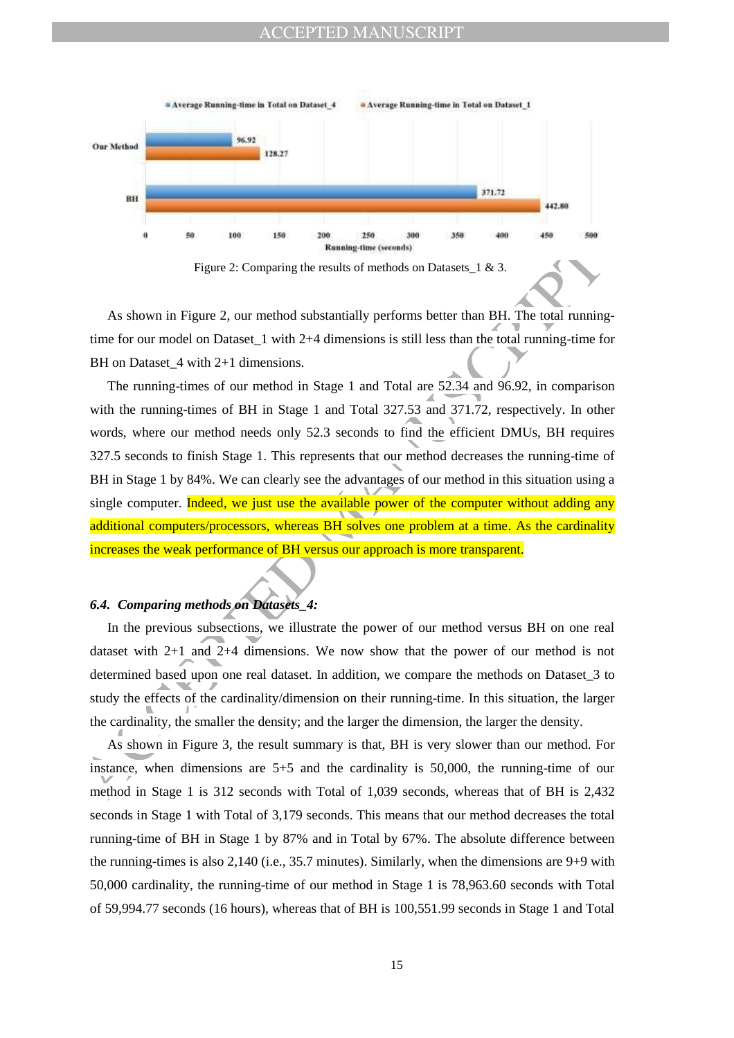Figure 2: Comparing the results of methods on Datasets_1 & 3.

As shown in Figure 2, our method substantially performs better than BH. The total running-time for our model on Dataset_1 with 2+4 dimensions is still less than the total running-time for BH on Dataset_4 with 2+1 dimensions.

The running-times of our method in Stage 1 and Total are 52.34 and 96.92, in comparison with the running-times of BH in Stage 1 and Total 327.53 and 371.72, respectively. In other words, where our method needs only 52.3 seconds to find the efficient DMUs, BH requires 327.5 seconds to finish Stage 1. This represents that our method decreases the running-time of BH in Stage 1 by 84%. We can clearly see the advantages of our method in this situation using a single computer. Indeed, we just use the available power of the computer without adding any additional computers/processors, whereas BH solves one problem at a time. As the cardinality increases the weak performance of BH versus our approach is more transparent.

### *6.4. Comparing methods on Datasets_4:*

In the previous subsections, we illustrate the power of our method versus BH on one real dataset with 2+1 and 2+4 dimensions. We now show that the power of our method is not determined based upon one real dataset. In addition, we compare the methods on Dataset_3 to study the effects of the cardinality/dimension on their running-time. In this situation, the larger the cardinality, the smaller the density; and the larger the dimension, the larger the density.

As shown in Figure 3, the result summary is that, BH is very slower than our method. For instance, when dimensions are 5+5 and the cardinality is 50,000, the running-time of our method in Stage 1 is 312 seconds with Total of 1,039 seconds, whereas that of BH is 2,432 seconds in Stage 1 with Total of 3,179 seconds. This means that our method decreases the total running-time of BH in Stage 1 by 87% and in Total by 67%. The absolute difference between the running-times is also 2,140 (i.e., 35.7 minutes). Similarly, when the dimensions are 9+9 with 50,000 cardinality, the running-time of our method in Stage 1 is 78,963.60 seconds with Total of 59,994.77 seconds (16 hours), whereas that of BH is 100,551.99 seconds in Stage 1 and Total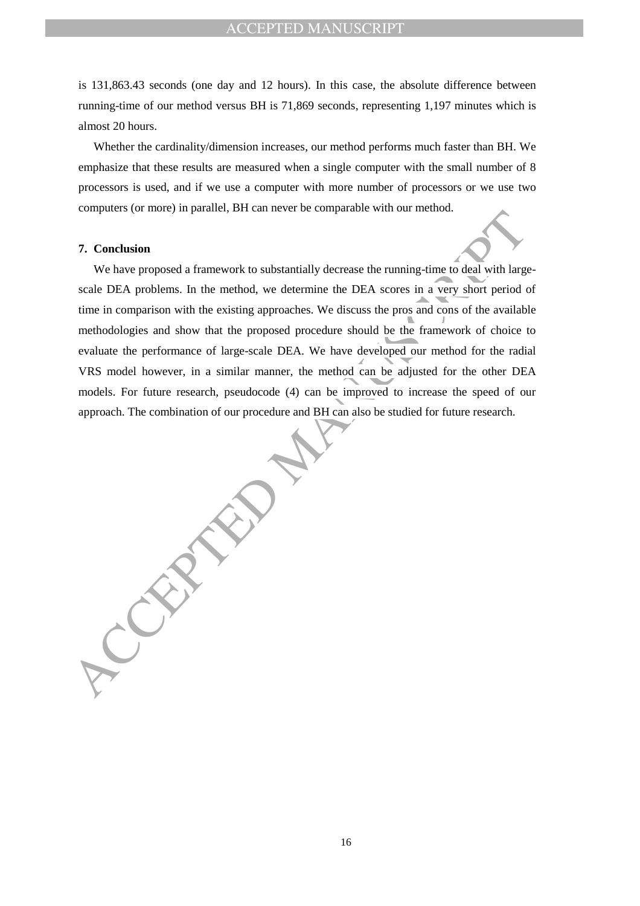is 131,863.43 seconds (one day and 12 hours). In this case, the absolute difference between running-time of our method versus BH is 71,869 seconds, representing 1,197 minutes which is almost 20 hours.

Whether the cardinality/dimension increases, our method performs much faster than BH. We emphasize that these results are measured when a single computer with the small number of 8 processors is used, and if we use a computer with more number of processors or we use two computers (or more) in parallel, BH can never be comparable with our method.

## 7. Conclusion

We have proposed a framework to substantially decrease the running-time to deal with large-scale DEA problems. In the method, we determine the DEA scores in a very short period of time in comparison with the existing approaches. We discuss the pros and cons of the available methodologies and show that the proposed procedure should be the framework of choice to evaluate the performance of large-scale DEA. We have developed our method for the radial VRS model however, in a similar manner, the method can be adjusted for the other DEA models. For future research, pseudocode (4) can be improved to increase the speed of our approach. The combination of our procedure and BH can also be studied for future research.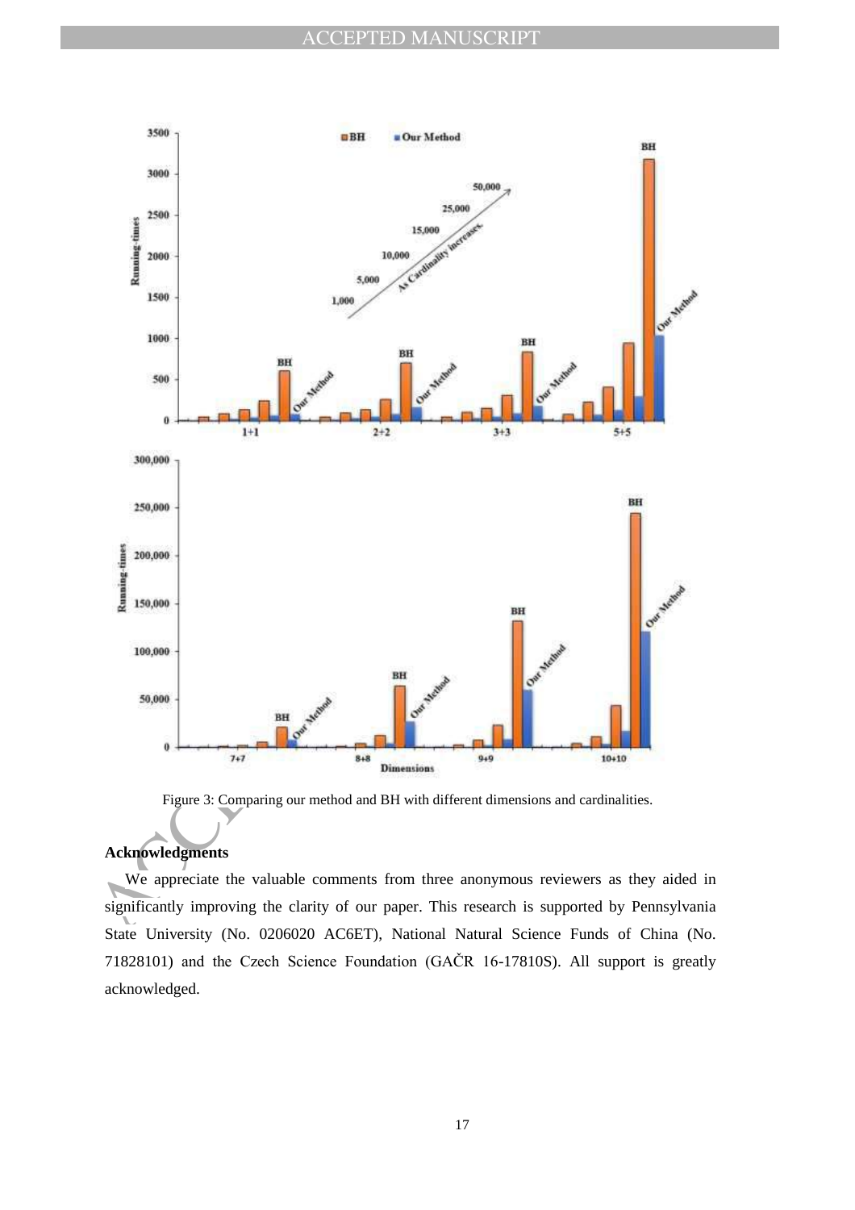Figure 3: Comparing our method and BH with different dimensions and cardinalities.

## Acknowledgments

We appreciate the valuable comments from three anonymous reviewers as they aided in significantly improving the clarity of our paper. This research is supported by Pennsylvania State University (No. 0206020 AC6ET), National Natural Science Funds of China (No. 71828101) and the Czech Science Foundation (GAČR 16-17810S). All support is greatly acknowledged.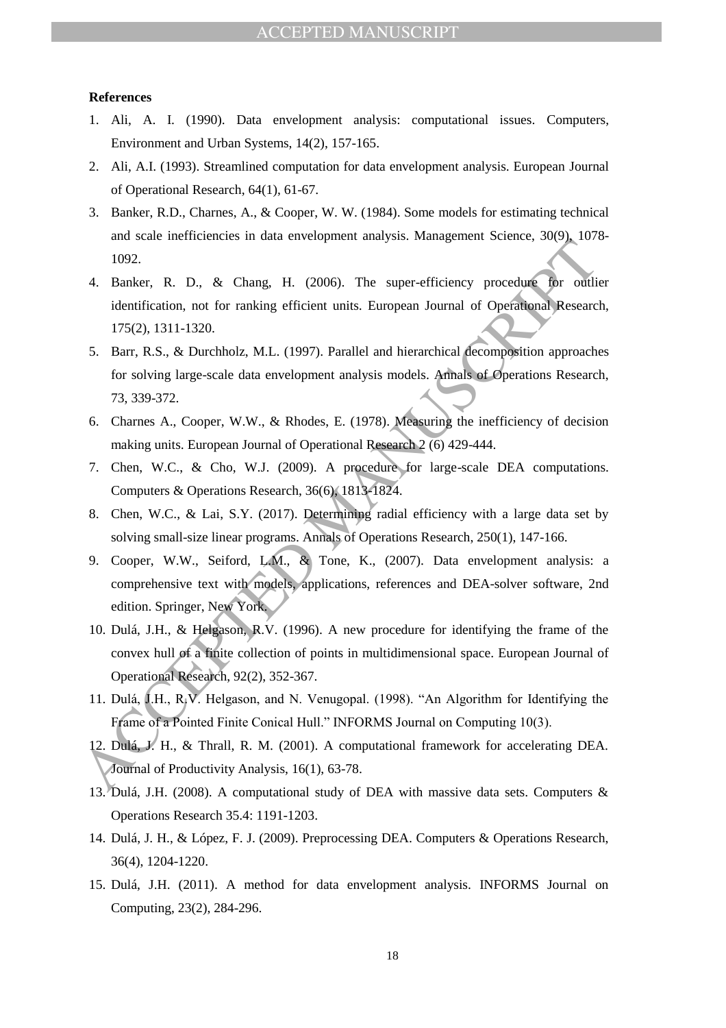**References**

1. Ali, A. I. (1990). Data envelopment analysis: computational issues. Computers, Environment and Urban Systems, 14(2), 157-165.
2. Ali, A.I. (1993). Streamlined computation for data envelopment analysis. European Journal of Operational Research, 64(1), 61-67.
3. Banker, R.D., Charnes, A., & Cooper, W. W. (1984). Some models for estimating technical and scale inefficiencies in data envelopment analysis. Management Science, 30(9), 1078-1092.
4. Banker, R. D., & Chang, H. (2006). The super-efficiency procedure for outlier identification, not for ranking efficient units. European Journal of Operational Research, 175(2), 1311-1320.
5. Barr, R.S., & Durchholz, M.L. (1997). Parallel and hierarchical decomposition approaches for solving large-scale data envelopment analysis models. Annals of Operations Research, 73, 339-372.
6. Charnes A., Cooper, W.W., & Rhodes, E. (1978). Measuring the inefficiency of decision making units. European Journal of Operational Research 2 (6) 429-444.
7. Chen, W.C., & Cho, W.J. (2009). A procedure for large-scale DEA computations. Computers & Operations Research, 36(6), 1813-1824.
8. Chen, W.C., & Lai, S.Y. (2017). Determining radial efficiency with a large data set by solving small-size linear programs. Annals of Operations Research, 250(1), 147-166.
9. Cooper, W.W., Seiford, L.M., & Tone, K., (2007). Data envelopment analysis: a comprehensive text with models, applications, references and DEA-solver software, 2nd edition. Springer, New York.
10. Dulá, J.H., & Helgason, R.V. (1996). A new procedure for identifying the frame of the convex hull of a finite collection of points in multidimensional space. European Journal of Operational Research, 92(2), 352-367.
11. Dulá, J.H., R.V. Helgason, and N. Venugopal. (1998). "An Algorithm for Identifying the Frame of a Pointed Finite Conical Hull." INFORMS Journal on Computing 10(3).
12. Dulá, J. H., & Thrall, R. M. (2001). A computational framework for accelerating DEA. Journal of Productivity Analysis, 16(1), 63-78.
13. Dulá, J.H. (2008). A computational study of DEA with massive data sets. Computers & Operations Research 35.4: 1191-1203.
14. Dulá, J. H., & López, F. J. (2009). Preprocessing DEA. Computers & Operations Research, 36(4), 1204-1220.
15. Dulá, J.H. (2011). A method for data envelopment analysis. INFORMS Journal on Computing, 23(2), 284-296.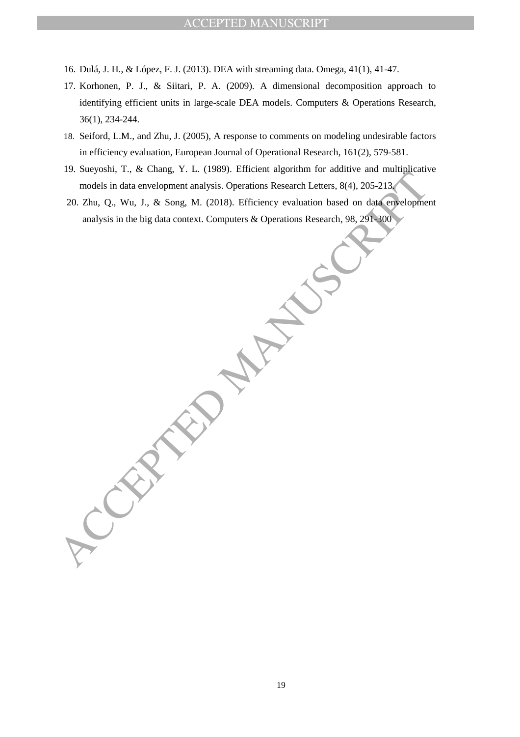16. Dulá, J. H., & López, F. J. (2013). DEA with streaming data. Omega, 41(1), 41-47.
17. Korhonen, P. J., & Siitari, P. A. (2009). A dimensional decomposition approach to identifying efficient units in large-scale DEA models. Computers & Operations Research, 36(1), 234-244.
18. Seiford, L.M., and Zhu, J. (2005), A response to comments on modeling undesirable factors in efficiency evaluation, European Journal of Operational Research, 161(2), 579-581.
19. Sueyoshi, T., & Chang, Y. L. (1989). Efficient algorithm for additive and multiplicative models in data envelopment analysis. Operations Research Letters, 8(4), 205-213.
20. Zhu, Q., Wu, J., & Song, M. (2018). Efficiency evaluation based on data envelopment analysis in the big data context. Computers & Operations Research, 98, 291-300